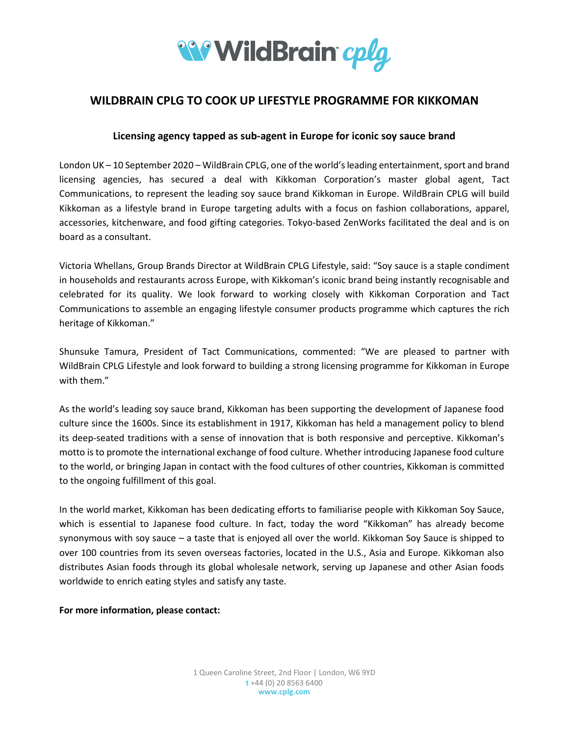# WILDBRAIN CPLG TO COOK UP LIFESTYLE PROGRAMME FOR KIKKOMAN

**Licensing agency tapped as sub-agent in Europe for iconic soy sauce brand**

London UK – 10 September 2020 – WildBrain CPLG, one of the world's leading entertainment, sport and brand licensing agencies, has secured a deal with Kikkoman Corporation's master global agent, Tact Communications, to represent the leading soy sauce brand Kikkoman in Europe. WildBrain CPLG will build Kikkoman as a lifestyle brand in Europe targeting adults with a focus on fashion collaborations, apparel, accessories, kitchenware, and food gifting categories. Tokyo-based ZenWorks facilitated the deal and is on board as a consultant.

Victoria Whellans, Group Brands Director at WildBrain CPLG Lifestyle, said: "Soy sauce is a staple condiment in households and restaurants across Europe, with Kikkoman's iconic brand being instantly recognisable and celebrated for its quality. We look forward to working closely with Kikkoman Corporation and Tact Communications to assemble an engaging lifestyle consumer products programme which captures the rich heritage of Kikkoman."

Shunsuke Tamura, President of Tact Communications, commented: "We are pleased to partner with WildBrain CPLG Lifestyle and look forward to building a strong licensing programme for Kikkoman in Europe with them."

As the world's leading soy sauce brand, Kikkoman has been supporting the development of Japanese food culture since the 1600s. Since its establishment in 1917, Kikkoman has held a management policy to blend its deep-seated traditions with a sense of innovation that is both responsive and perceptive. Kikkoman's motto is to promote the international exchange of food culture. Whether introducing Japanese food culture to the world, or bringing Japan in contact with the food cultures of other countries, Kikkoman is committed to the ongoing fulfillment of this goal.

In the world market, Kikkoman has been dedicating efforts to familiarise people with Kikkoman Soy Sauce, which is essential to Japanese food culture. In fact, today the word "Kikkoman" has already become synonymous with soy sauce – a taste that is enjoyed all over the world. Kikkoman Soy Sauce is shipped to over 100 countries from its seven overseas factories, located in the U.S., Asia and Europe. Kikkoman also distributes Asian foods through its global wholesale network, serving up Japanese and other Asian foods worldwide to enrich eating styles and satisfy any taste.

**For more information, please contact:**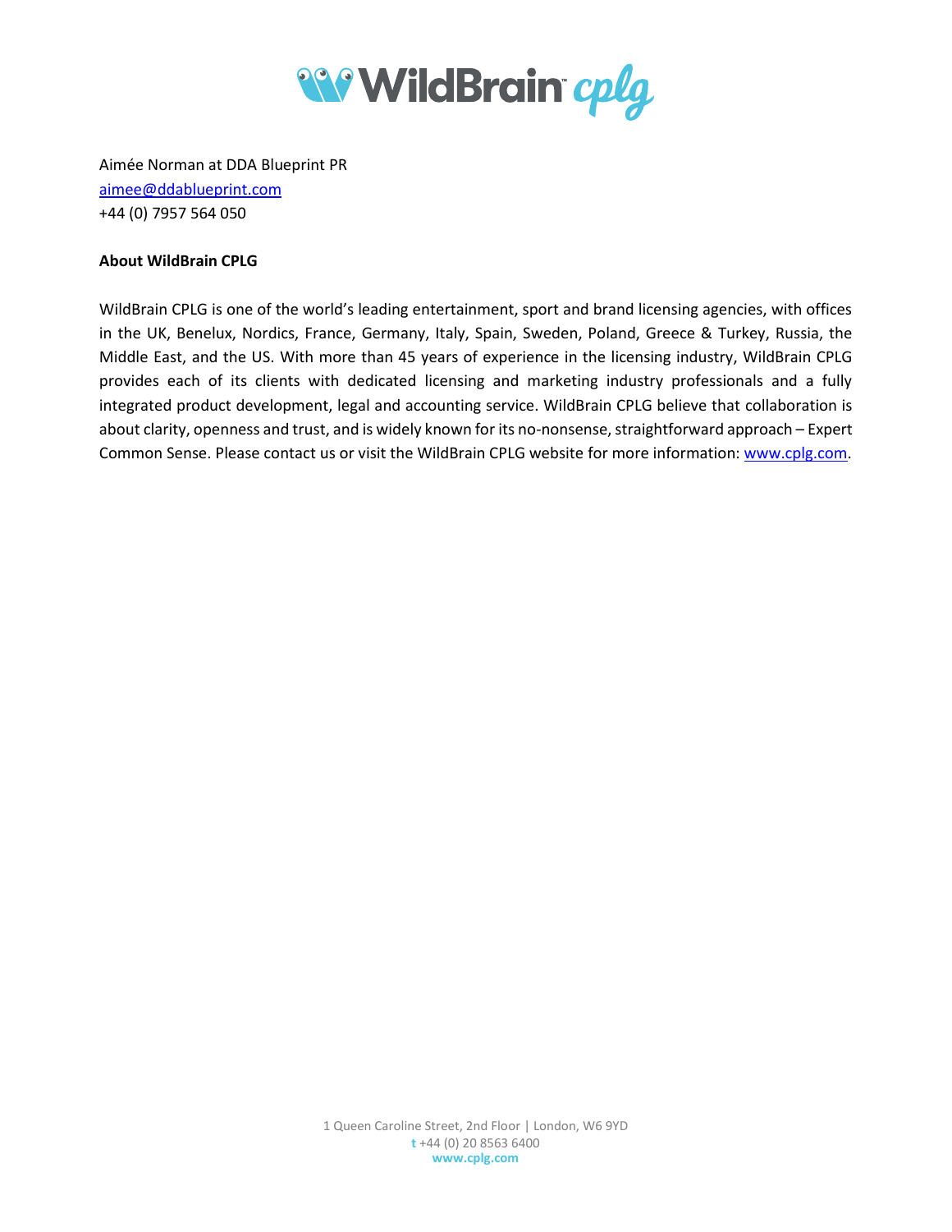Aimée Norman at DDA Blueprint PR
aimee@ddablueprint.com
+44 (0) 7957 564 050

**About WildBrain CPLG**

WildBrain CPLG is one of the world's leading entertainment, sport and brand licensing agencies, with offices in the UK, Benelux, Nordics, France, Germany, Italy, Spain, Sweden, Poland, Greece & Turkey, Russia, the Middle East, and the US. With more than 45 years of experience in the licensing industry, WildBrain CPLG provides each of its clients with dedicated licensing and marketing industry professionals and a fully integrated product development, legal and accounting service. WildBrain CPLG believe that collaboration is about clarity, openness and trust, and is widely known for its no-nonsense, straightforward approach – Expert Common Sense. Please contact us or visit the WildBrain CPLG website for more information: www.cplg.com.